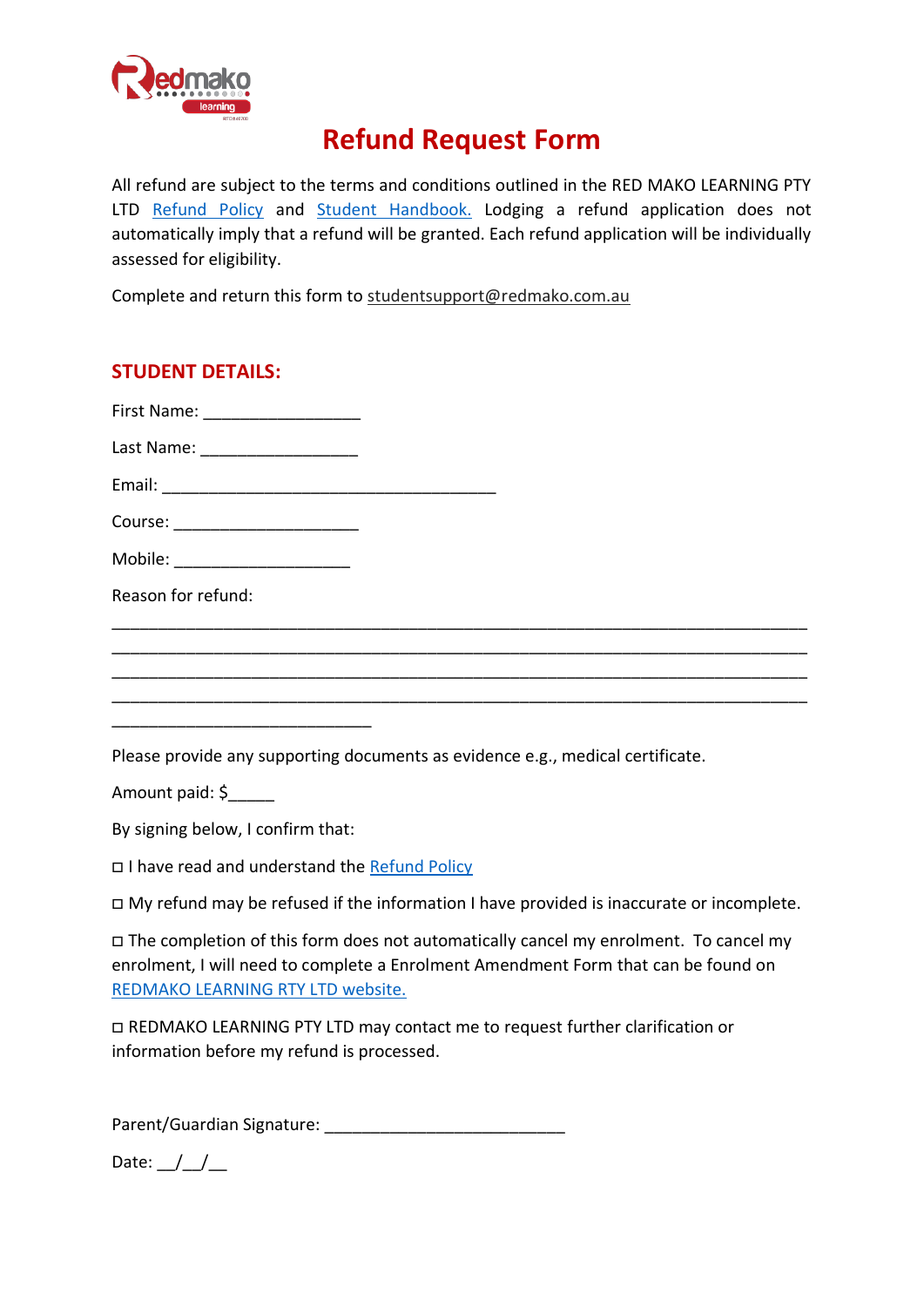# Refund Request Form

All refund are subject to the terms and conditions outlined in the RED MAKO LEARNING PTY LTD Refund Policy and Student Handbook. Lodging a refund application does not automatically imply that a refund will be granted. Each refund application will be individually assessed for eligibility.

Complete and return this form to studentsupport@redmako.com.au

## STUDENT DETAILS:

First Name: _________________

Last Name: _________________

Email: ____________________________________

Course: ____________________

Mobile: ___________________

Reason for refund:

___________________________________________________________________________
___________________________________________________________________________
___________________________________________________________________________
___________________________________________________________________________
____________________________

Please provide any supporting documents as evidence e.g., medical certificate.

Amount paid: $_____

By signing below, I confirm that:

☐ I have read and understand the Refund Policy

☐ My refund may be refused if the information I have provided is inaccurate or incomplete.

☐ The completion of this form does not automatically cancel my enrolment. To cancel my enrolment, I will need to complete a Enrolment Amendment Form that can be found on REDMAKO LEARNING RTY LTD website.

☐ REDMAKO LEARNING PTY LTD may contact me to request further clarification or information before my refund is processed.

Parent/Guardian Signature: __________________________

Date: __/__/__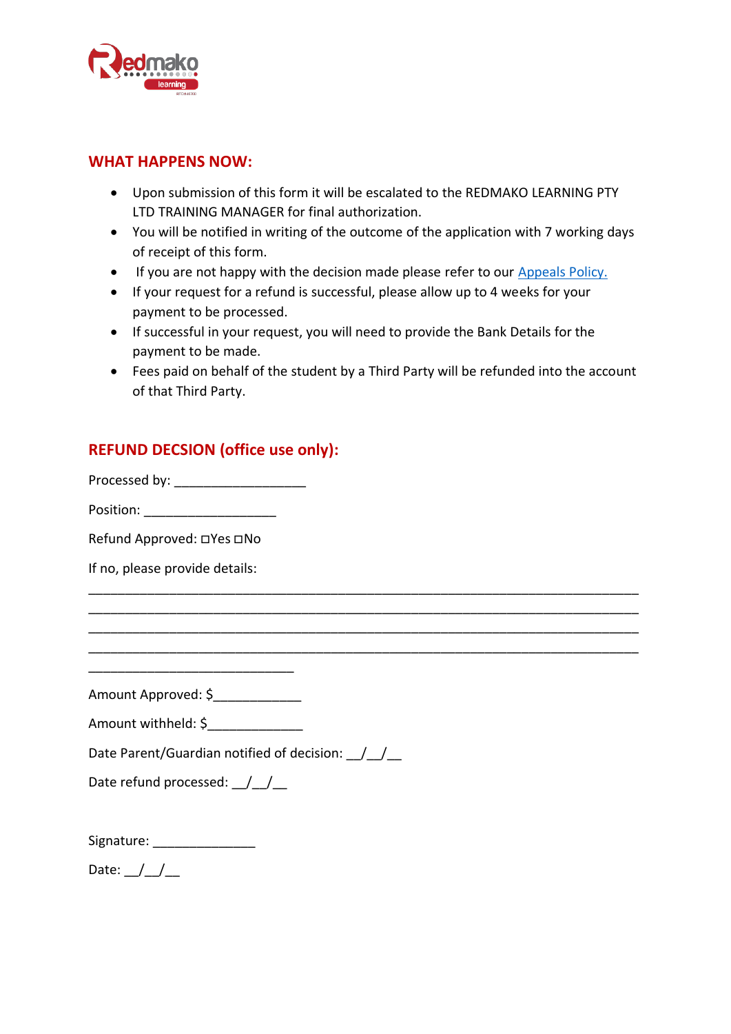## WHAT HAPPENS NOW:

- Upon submission of this form it will be escalated to the REDMAKO LEARNING PTY LTD TRAINING MANAGER for final authorization.
- You will be notified in writing of the outcome of the application with 7 working days of receipt of this form.
- If you are not happy with the decision made please refer to our [Appeals Policy.]
- If your request for a refund is successful, please allow up to 4 weeks for your payment to be processed.
- If successful in your request, you will need to provide the Bank Details for the payment to be made.
- Fees paid on behalf of the student by a Third Party will be refunded into the account of that Third Party.

## REFUND DECSION (office use only):

Processed by: __________________

Position: __________________

Refund Approved: ☐Yes ☐No

If no, please provide details:

____________________________________________________________________________
____________________________________________________________________________
____________________________________________________________________________
____________________________________________________________________________
____________________________

Amount Approved: $____________

Amount withheld: $_____________

Date Parent/Guardian notified of decision: __/__/__

Date refund processed: __/__/__

Signature: ______________

Date: __/__/__